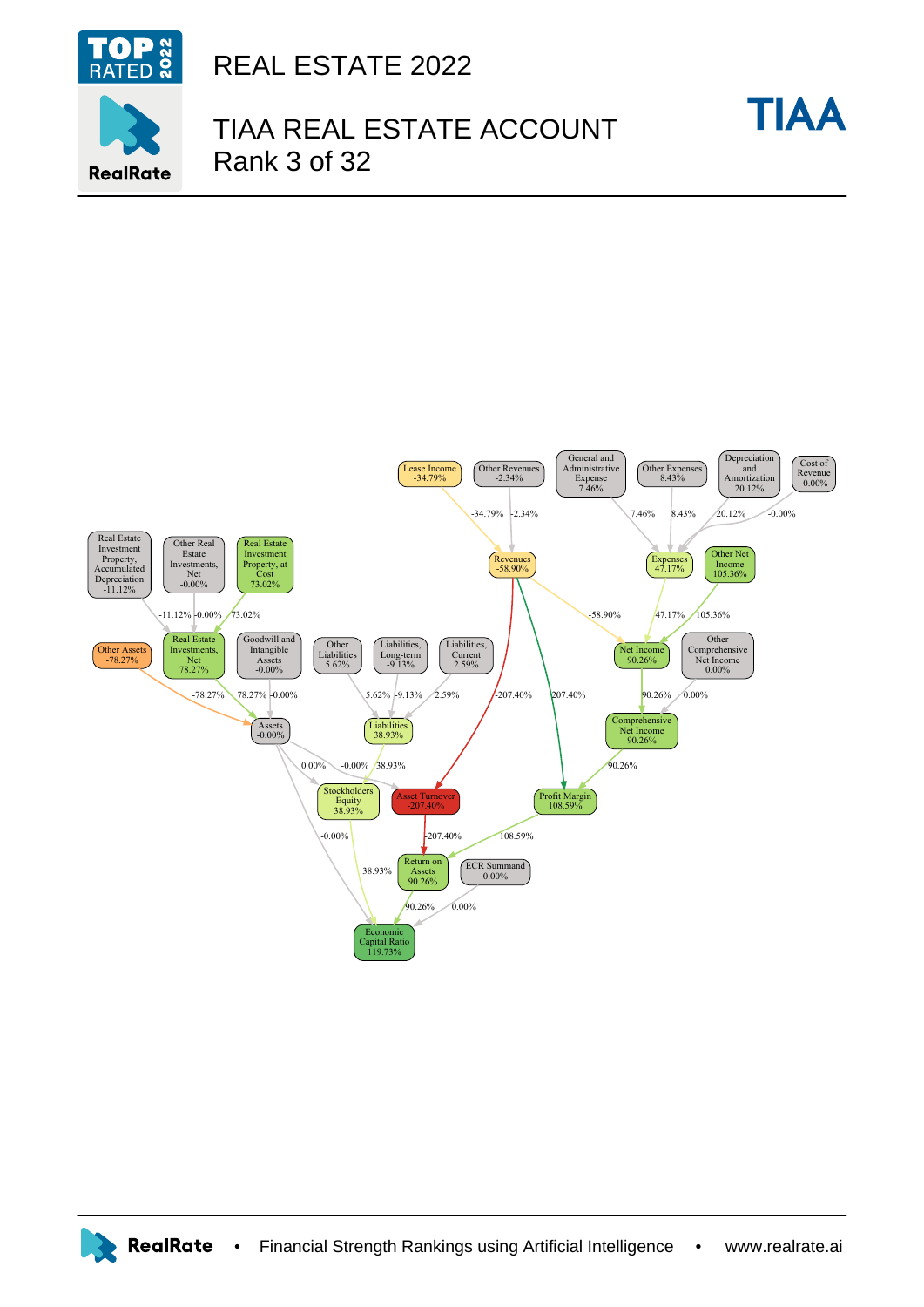# REAL ESTATE 2022

# TIAA REAL ESTATE ACCOUNT
Rank 3 of 32

TIAA

Lease Income -34.79%
Other Revenues -2.34%
General and Administrative Expense 7.46%
Other Expenses 8.43%
Depreciation and Amortization 20.12%
Cost of Revenue -0.00%

Real Estate Investment Property, Accumulated Depreciation -11.12%
Other Real Estate Investments, Net -0.00%
Real Estate Investment Property, at Cost 73.02%
Revenues -58.90%
Expenses 47.17%
Other Net Income 105.36%

Other Assets -78.27%
Real Estate Investments, Net 78.27%
Goodwill and Intangible Assets -0.00%
Other Liabilities 5.62%
Liabilities, Long-term -9.13%
Liabilities, Current 2.59%
Net Income 90.26%
Other Comprehensive Net Income 0.00%

Assets -0.00%
Liabilities 38.93%
Comprehensive Net Income 90.26%

Stockholders Equity 38.93%
Asset Turnover -207.40%
Profit Margin 108.59%

Return on Assets 90.26%
ECR Summand 0.00%

Economic Capital Ratio 119.73%

RealRate • Financial Strength Rankings using Artificial Intelligence • www.realrate.ai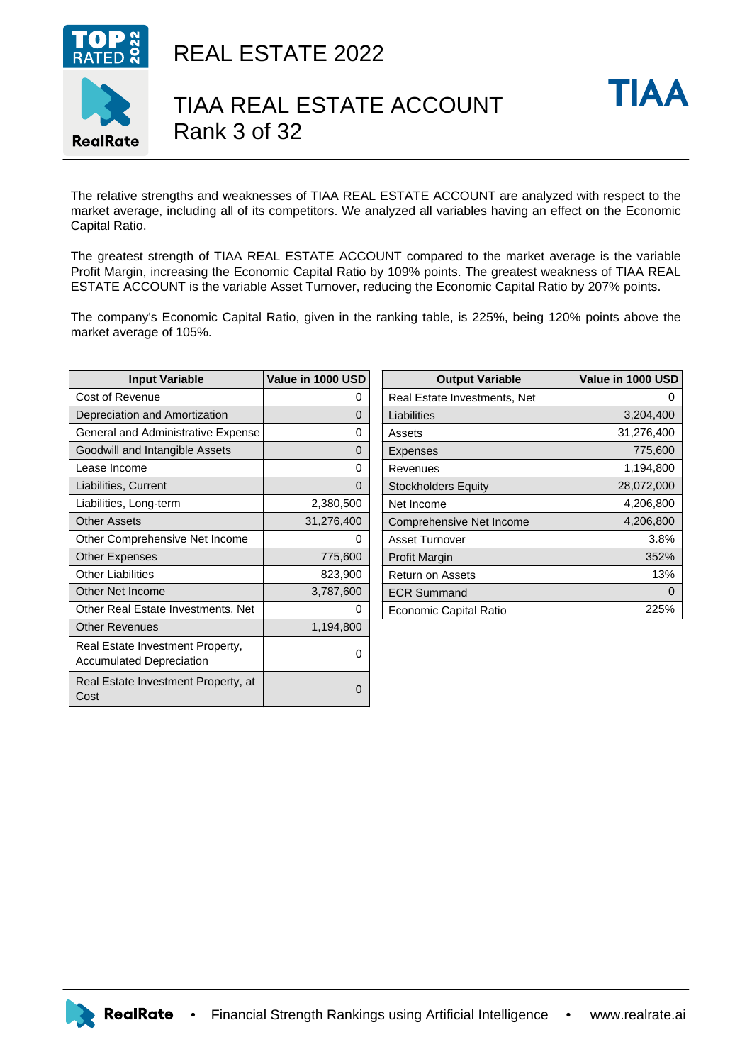# REAL ESTATE 2022

## TIAA REAL ESTATE ACCOUNT
## Rank 3 of 32

The relative strengths and weaknesses of TIAA REAL ESTATE ACCOUNT are analyzed with respect to the market average, including all of its competitors. We analyzed all variables having an effect on the Economic Capital Ratio.

The greatest strength of TIAA REAL ESTATE ACCOUNT compared to the market average is the variable Profit Margin, increasing the Economic Capital Ratio by 109% points. The greatest weakness of TIAA REAL ESTATE ACCOUNT is the variable Asset Turnover, reducing the Economic Capital Ratio by 207% points.

The company's Economic Capital Ratio, given in the ranking table, is 225%, being 120% points above the market average of 105%.

| Input Variable | Value in 1000 USD |
|---|---|
| Cost of Revenue | 0 |
| Depreciation and Amortization | 0 |
| General and Administrative Expense | 0 |
| Goodwill and Intangible Assets | 0 |
| Lease Income | 0 |
| Liabilities, Current | 0 |
| Liabilities, Long-term | 2,380,500 |
| Other Assets | 31,276,400 |
| Other Comprehensive Net Income | 0 |
| Other Expenses | 775,600 |
| Other Liabilities | 823,900 |
| Other Net Income | 3,787,600 |
| Other Real Estate Investments, Net | 0 |
| Other Revenues | 1,194,800 |
| Real Estate Investment Property, Accumulated Depreciation | 0 |
| Real Estate Investment Property, at Cost | 0 |

| Output Variable | Value in 1000 USD |
|---|---|
| Real Estate Investments, Net | 0 |
| Liabilities | 3,204,400 |
| Assets | 31,276,400 |
| Expenses | 775,600 |
| Revenues | 1,194,800 |
| Stockholders Equity | 28,072,000 |
| Net Income | 4,206,800 |
| Comprehensive Net Income | 4,206,800 |
| Asset Turnover | 3.8% |
| Profit Margin | 352% |
| Return on Assets | 13% |
| ECR Summand | 0 |
| Economic Capital Ratio | 225% |